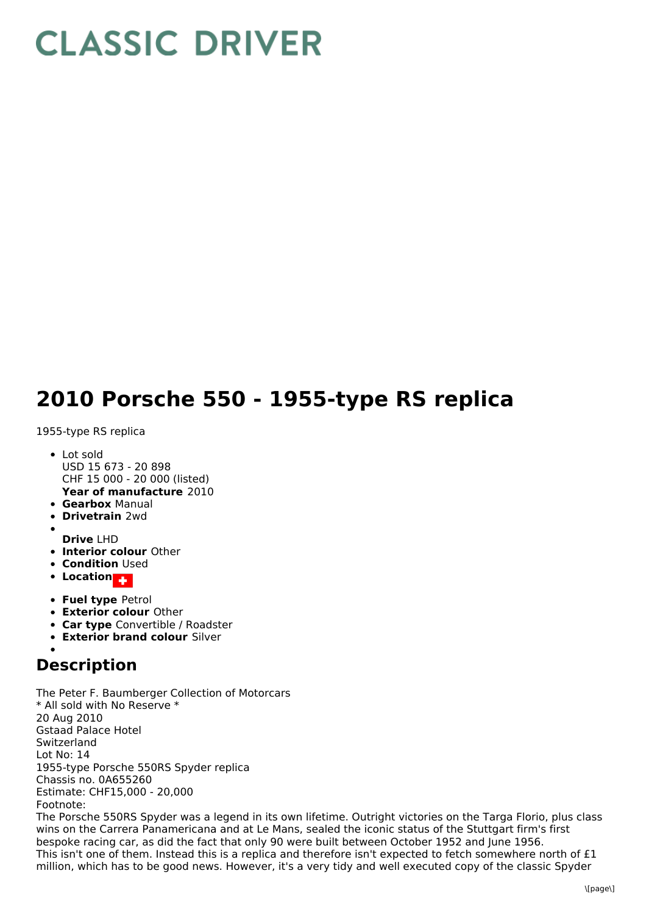# CLASSIC DRIVER

# 2010 Porsche 550 - 1955-type RS replica

1955-type RS replica

- Lot sold  
USD 15 673 - 20 898  
CHF 15 000 - 20 000 (listed)  
**Year of manufacture** 2010
- **Gearbox** Manual
- **Drivetrain** 2wd
- **Drive** LHD
- **Interior colour** Other
- **Condition** Used
- **Location**
- **Fuel type** Petrol
- **Exterior colour** Other
- **Car type** Convertible / Roadster
- **Exterior brand colour** Silver

## Description

The Peter F. Baumberger Collection of Motorcars  
* All sold with No Reserve *  
20 Aug 2010  
Gstaad Palace Hotel  
Switzerland  
Lot No: 14  
1955-type Porsche 550RS Spyder replica  
Chassis no. 0A655260  
Estimate: CHF15,000 - 20,000  
Footnote:  
The Porsche 550RS Spyder was a legend in its own lifetime. Outright victories on the Targa Florio, plus class wins on the Carrera Panamericana and at Le Mans, sealed the iconic status of the Stuttgart firm's first bespoke racing car, as did the fact that only 90 were built between October 1952 and June 1956.  
This isn't one of them. Instead this is a replica and therefore isn't expected to fetch somewhere north of £1 million, which has to be good news. However, it's a very tidy and well executed copy of the classic Spyder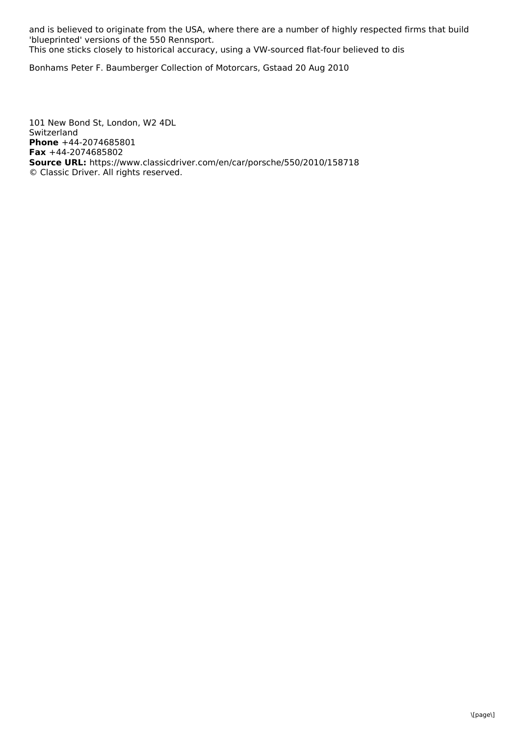and is believed to originate from the USA, where there are a number of highly respected firms that build 'blueprinted' versions of the 550 Rennsport.
This one sticks closely to historical accuracy, using a VW-sourced flat-four believed to dis

Bonhams Peter F. Baumberger Collection of Motorcars, Gstaad 20 Aug 2010

101 New Bond St, London, W2 4DL
Switzerland
**Phone** +44-2074685801
**Fax** +44-2074685802
**Source URL:** https://www.classicdriver.com/en/car/porsche/550/2010/158718
© Classic Driver. All rights reserved.